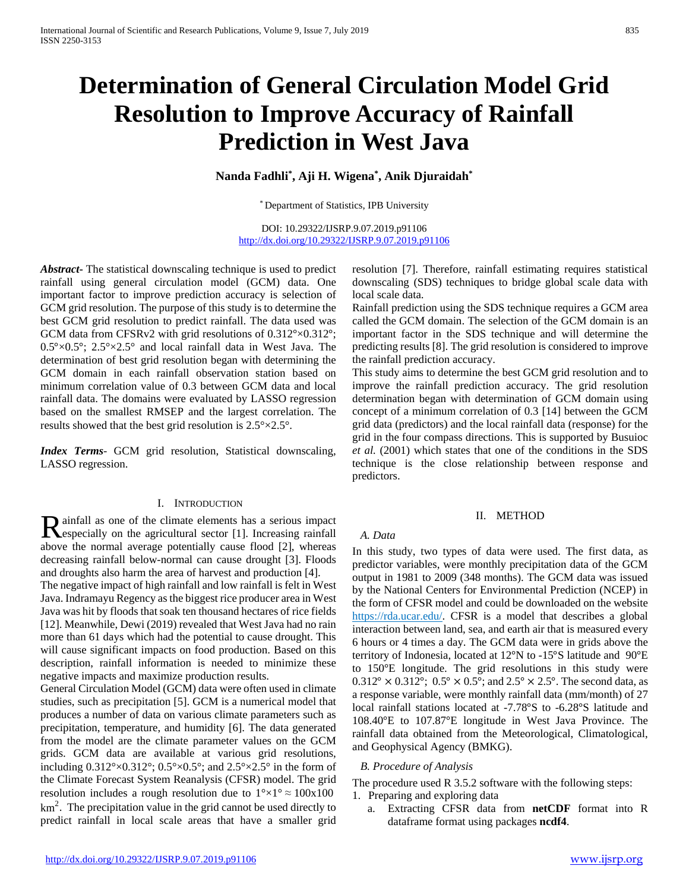# Determination of General Circulation Model Grid Resolution to Improve Accuracy of Rainfall Prediction in West Java

**Nanda Fadhli[*], Aji H. Wigena[*], Anik Djuraidah[*]**

[*] Department of Statistics, IPB University

DOI: 10.29322/IJSRP.9.07.2019.p91106
http://dx.doi.org/10.29322/IJSRP.9.07.2019.p91106

***Abstract***- The statistical downscaling technique is used to predict rainfall using general circulation model (GCM) data. One important factor to improve prediction accuracy is selection of GCM grid resolution. The purpose of this study is to determine the best GCM grid resolution to predict rainfall. The data used was GCM data from CFSRv2 with grid resolutions of 0.312°×0.312°; 0.5°×0.5°; 2.5°×2.5° and local rainfall data in West Java. The determination of best grid resolution began with determining the GCM domain in each rainfall observation station based on minimum correlation value of 0.3 between GCM data and local rainfall data. The domains were evaluated by LASSO regression based on the smallest RMSEP and the largest correlation. The results showed that the best grid resolution is 2.5°×2.5°.

***Index Terms***- GCM grid resolution, Statistical downscaling, LASSO regression.

## I. Introduction

Rainfall as one of the climate elements has a serious impact especially on the agricultural sector [1]. Increasing rainfall above the normal average potentially cause flood [2], whereas decreasing rainfall below-normal can cause drought [3]. Floods and droughts also harm the area of harvest and production [4].

The negative impact of high rainfall and low rainfall is felt in West Java. Indramayu Regency as the biggest rice producer area in West Java was hit by floods that soak ten thousand hectares of rice fields [12]. Meanwhile, Dewi (2019) revealed that West Java had no rain more than 61 days which had the potential to cause drought. This will cause significant impacts on food production. Based on this description, rainfall information is needed to minimize these negative impacts and maximize production results.

General Circulation Model (GCM) data were often used in climate studies, such as precipitation [5]. GCM is a numerical model that produces a number of data on various climate parameters such as precipitation, temperature, and humidity [6]. The data generated from the model are the climate parameter values on the GCM grids. GCM data are available at various grid resolutions, including 0.312°×0.312°; 0.5°×0.5°; and 2.5°×2.5° in the form of the Climate Forecast System Reanalysis (CFSR) model. The grid resolution includes a rough resolution due to $1°\times1° \approx 100\text{x}100$ $\text{km}^2$. The precipitation value in the grid cannot be used directly to predict rainfall in local scale areas that have a smaller grid resolution [7]. Therefore, rainfall estimating requires statistical downscaling (SDS) techniques to bridge global scale data with local scale data.

Rainfall prediction using the SDS technique requires a GCM area called the GCM domain. The selection of the GCM domain is an important factor in the SDS technique and will determine the predicting results [8]. The grid resolution is considered to improve the rainfall prediction accuracy.

This study aims to determine the best GCM grid resolution and to improve the rainfall prediction accuracy. The grid resolution determination began with determination of GCM domain using concept of a minimum correlation of 0.3 [14] between the GCM grid data (predictors) and the local rainfall data (response) for the grid in the four compass directions. This is supported by Busuioc *et al.* (2001) which states that one of the conditions in the SDS technique is the close relationship between response and predictors.

## II. Method

### A. Data

In this study, two types of data were used. The first data, as predictor variables, were monthly precipitation data of the GCM output in 1981 to 2009 (348 months). The GCM data was issued by the National Centers for Environmental Prediction (NCEP) in the form of CFSR model and could be downloaded on the website https://rda.ucar.edu/. CFSR is a model that describes a global interaction between land, sea, and earth air that is measured every 6 hours or 4 times a day. The GCM data were in grids above the territory of Indonesia, located at 12°N to -15°S latitude and 90°E to 150°E longitude. The grid resolutions in this study were $0.312° \times 0.312°$; $0.5° \times 0.5°$; and $2.5° \times 2.5°$. The second data, as a response variable, were monthly rainfall data (mm/month) of 27 local rainfall stations located at -7.78°S to -6.28°S latitude and 108.40°E to 107.87°E longitude in West Java Province. The rainfall data obtained from the Meteorological, Climatological, and Geophysical Agency (BMKG).

### B. Procedure of Analysis

The procedure used R 3.5.2 software with the following steps:

1. Preparing and exploring data
   a. Extracting CFSR data from **netCDF** format into R dataframe format using packages **ncdf4**.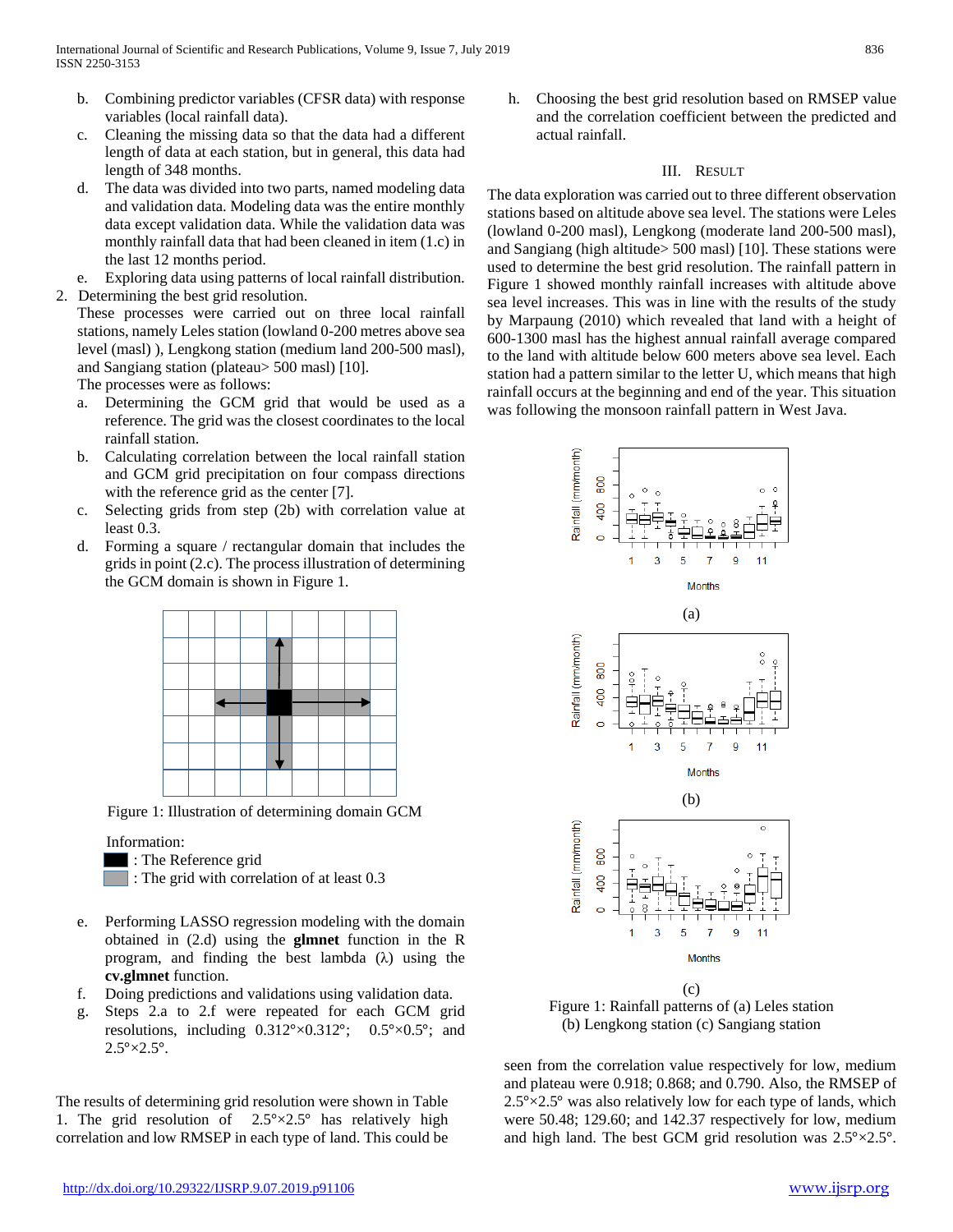b. Combining predictor variables (CFSR data) with response variables (local rainfall data).
c. Cleaning the missing data so that the data had a different length of data at each station, but in general, this data had length of 348 months.
d. The data was divided into two parts, named modeling data and validation data. Modeling data was the entire monthly data except validation data. While the validation data was monthly rainfall data that had been cleaned in item (1.c) in the last 12 months period.
e. Exploring data using patterns of local rainfall distribution.

2. Determining the best grid resolution.
These processes were carried out on three local rainfall stations, namely Leles station (lowland 0-200 metres above sea level (masl) ), Lengkong station (medium land 200-500 masl), and Sangiang station (plateau> 500 masl) [10].
The processes were as follows:
a. Determining the GCM grid that would be used as a reference. The grid was the closest coordinates to the local rainfall station.
b. Calculating correlation between the local rainfall station and GCM grid precipitation on four compass directions with the reference grid as the center [7].
c. Selecting grids from step (2b) with correlation value at least 0.3.
d. Forming a square / rectangular domain that includes the grids in point (2.c). The process illustration of determining the GCM domain is shown in Figure 1.

Figure 1: Illustration of determining domain GCM

Information:
■ : The Reference grid
■ : The grid with correlation of at least 0.3

e. Performing LASSO regression modeling with the domain obtained in (2.d) using the **glmnet** function in the R program, and finding the best lambda (λ) using the **cv.glmnet** function.
f. Doing predictions and validations using validation data.
g. Steps 2.a to 2.f were repeated for each GCM grid resolutions, including 0.312°×0.312°; 0.5°×0.5°; and 2.5°×2.5°.
h. Choosing the best grid resolution based on RMSEP value and the correlation coefficient between the predicted and actual rainfall.

## III. Result

The data exploration was carried out to three different observation stations based on altitude above sea level. The stations were Leles (lowland 0-200 masl), Lengkong (moderate land 200-500 masl), and Sangiang (high altitude> 500 masl) [10]. These stations were used to determine the best grid resolution. The rainfall pattern in Figure 1 showed monthly rainfall increases with altitude above sea level increases. This was in line with the results of the study by Marpaung (2010) which revealed that land with a height of 600-1300 masl has the highest annual rainfall average compared to the land with altitude below 600 meters above sea level. Each station had a pattern similar to the letter U, which means that high rainfall occurs at the beginning and end of the year. This situation was following the monsoon rainfall pattern in West Java.

(a)

(b)

(c)

Figure 1: Rainfall patterns of (a) Leles station (b) Lengkong station (c) Sangiang station

The results of determining grid resolution were shown in Table 1. The grid resolution of 2.5°×2.5° has relatively high correlation and low RMSEP in each type of land. This could be seen from the correlation value respectively for low, medium and plateau were 0.918; 0.868; and 0.790. Also, the RMSEP of 2.5°×2.5° was also relatively low for each type of lands, which were 50.48; 129.60; and 142.37 respectively for low, medium and high land. The best GCM grid resolution was 2.5°×2.5°.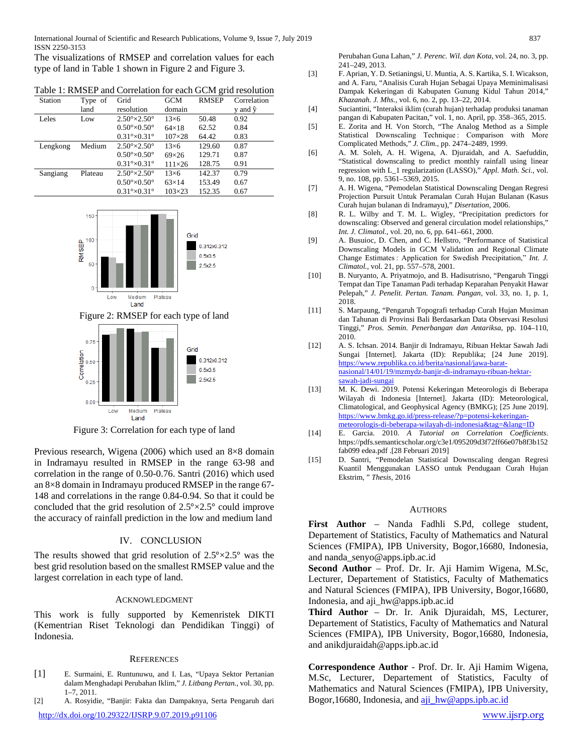The visualizations of RMSEP and correlation values for each type of land in Table 1 shown in Figure 2 and Figure 3.

Table 1: RMSEP and Correlation for each GCM grid resolution

| Station | Type of land | Grid resolution | GCM domain | RMSEP | Correlation y and ŷ |
|---|---|---|---|---|---|
| Leles | Low | 2.50°×2.50° | 13×6 | 50.48 | 0.92 |
| | | 0.50°×0.50° | 64×18 | 62.52 | 0.84 |
| | | 0.31°×0.31° | 107×28 | 64.42 | 0.83 |
| Lengkong | Medium | 2.50°×2.50° | 13×6 | 129.60 | 0.87 |
| | | 0.50°×0.50° | 69×26 | 129.71 | 0.87 |
| | | 0.31°×0.31° | 111×26 | 128.75 | 0.91 |
| Sangiang | Plateau | 2.50°×2.50° | 13×6 | 142.37 | 0.79 |
| | | 0.50°×0.50° | 63×14 | 153.49 | 0.67 |
| | | 0.31°×0.31° | 103×23 | 152.35 | 0.67 |

Figure 2: RMSEP for each type of land

Figure 3: Correlation for each type of land

Previous research, Wigena (2006) which used an 8×8 domain in Indramayu resulted in RMSEP in the range 63-98 and correlation in the range of 0.50-0.76. Santri (2016) which used an 8×8 domain in Indramayu produced RMSEP in the range 67-148 and correlations in the range 0.84-0.94. So that it could be concluded that the grid resolution of 2.5°×2.5° could improve the accuracy of rainfall prediction in the low and medium land

## IV. Conclusion

The results showed that grid resolution of 2.5°×2.5° was the best grid resolution based on the smallest RMSEP value and the largest correlation in each type of land.

## Acknowledgment

This work is fully supported by Kemenristek DIKTI (Kementrian Riset Teknologi dan Pendidikan Tinggi) of Indonesia.

## References

[1] E. Surmaini, E. Runtunuwu, and I. Las, "Upaya Sektor Pertanian dalam Menghadapi Perubahan Iklim," *J. Litbang Pertan.*, vol. 30, pp. 1–7, 2011.

[2] A. Rosyidie, "Banjir: Fakta dan Dampaknya, Serta Pengaruh dari Perubahan Guna Lahan," *J. Perenc. Wil. dan Kota*, vol. 24, no. 3, pp. 241–249, 2013.

[3] F. Aprian, Y. D. Setianingsi, U. Muntia, A. S. Kartika, S. I. Wicakson, and A. Faru, "Analisis Curah Hujan Sebagai Upaya Meminimalisasi Dampak Kekeringan di Kabupaten Gunung Kidul Tahun 2014," *Khazanah. J. Mhs.*, vol. 6, no. 2, pp. 13–22, 2014.

[4] Suciantini, "Interaksi iklim (curah hujan) terhadap produksi tanaman pangan di Kabupaten Pacitan," vol. 1, no. April, pp. 358–365, 2015.

[5] E. Zorita and H. Von Storch, "The Analog Method as a Simple Statistical Downscaling Technique : Comparison with More Complicated Methods," *J. Clim.*, pp. 2474–2489, 1999.

[6] A. M. Soleh, A. H. Wigena, A. Djuraidah, and A. Saefuddin, "Statistical downscaling to predict monthly rainfall using linear regression with L_1 regularization (LASSO)," *Appl. Math. Sci.*, vol. 9, no. 108, pp. 5361–5369, 2015.

[7] A. H. Wigena, "Pemodelan Statistical Downscaling Dengan Regresi Projection Pursuit Untuk Peramalan Curah Hujan Bulanan (Kasus Curah hujan bulanan di Indramayu)," *Disertation*, 2006.

[8] R. L. Wilby and T. M. L. Wigley, "Precipitation predictors for downscaling: Observed and general circulation model relationships," *Int. J. Climatol.*, vol. 20, no. 6, pp. 641–661, 2000.

[9] A. Busuioc, D. Chen, and C. Hellstro, "Performance of Statistical Downscaling Models in GCM Validation and Regional Climate Change Estimates : Application for Swedish Precipitation," *Int. J. Climatol.*, vol. 21, pp. 557–578, 2001.

[10] B. Nuryanto, A. Priyatmojo, and B. Hadisutrisno, "Pengaruh Tinggi Tempat dan Tipe Tanaman Padi terhadap Keparahan Penyakit Hawar Pelepah," *J. Penelit. Pertan. Tanam. Pangan*, vol. 33, no. 1, p. 1, 2018.

[11] S. Marpaung, "Pengaruh Topografi terhadap Curah Hujan Musiman dan Tahunan di Provinsi Bali Berdasarkan Data Observasi Resolusi Tinggi," *Pros. Semin. Penerbangan dan Antariksa*, pp. 104–110, 2010.

[12] A. S. Ichsan. 2014. Banjir di Indramayu, Ribuan Hektar Sawah Jadi Sungai [Internet]. Jakarta (ID): Republika; [24 June 2019]. https://www.republika.co.id/berita/nasional/jawa-barat-nasional/14/01/19/mzmydz-banjir-di-indramayu-ribuan-hektar-sawah-jadi-sungai

[13] M. K. Dewi. 2019. Potensi Kekeringan Meteorologis di Beberapa Wilayah di Indonesia [Internet]. Jakarta (ID): Meteorological, Climatological, and Geophysical Agency (BMKG); [25 June 2019]. https://www.bmkg.go.id/press-release/?p=potensi-kekeringan-meteorologis-di-beberapa-wilayah-di-indonesia&tag=&lang=ID

[14] E. Garcia. 2010. *A Tutorial on Correlation Coefficients*. https://pdfs.semanticscholar.org/c3e1/095209d3f72ff66e07b8f3b152fab099 edea.pdf .[28 Februari 2019]

[15] D. Santri, "Pemodelan Statistical Downscaling dengan Regresi Kuantil Menggunakan LASSO untuk Pendugaan Curah Hujan Ekstrim, " *Thesis*, 2016

## Authors

**First Author** – Nanda Fadhli S.Pd, college student, Departement of Statistics, Faculty of Mathematics and Natural Sciences (FMIPA), IPB University, Bogor,16680, Indonesia, and nanda_senyo@apps.ipb.ac.id

**Second Author** – Prof. Dr. Ir. Aji Hamim Wigena, M.Sc, Lecturer, Departement of Statistics, Faculty of Mathematics and Natural Sciences (FMIPA), IPB University, Bogor,16680, Indonesia, and aji_hw@apps.ipb.ac.id

**Third Author** – Dr. Ir. Anik Djuraidah, MS, Lecturer, Departement of Statistics, Faculty of Mathematics and Natural Sciences (FMIPA), IPB University, Bogor,16680, Indonesia, and anikdjuraidah@apps.ipb.ac.id

**Correspondence Author** - Prof. Dr. Ir. Aji Hamim Wigena, M.Sc, Lecturer, Departement of Statistics, Faculty of Mathematics and Natural Sciences (FMIPA), IPB University, Bogor,16680, Indonesia, and aji_hw@apps.ipb.ac.id